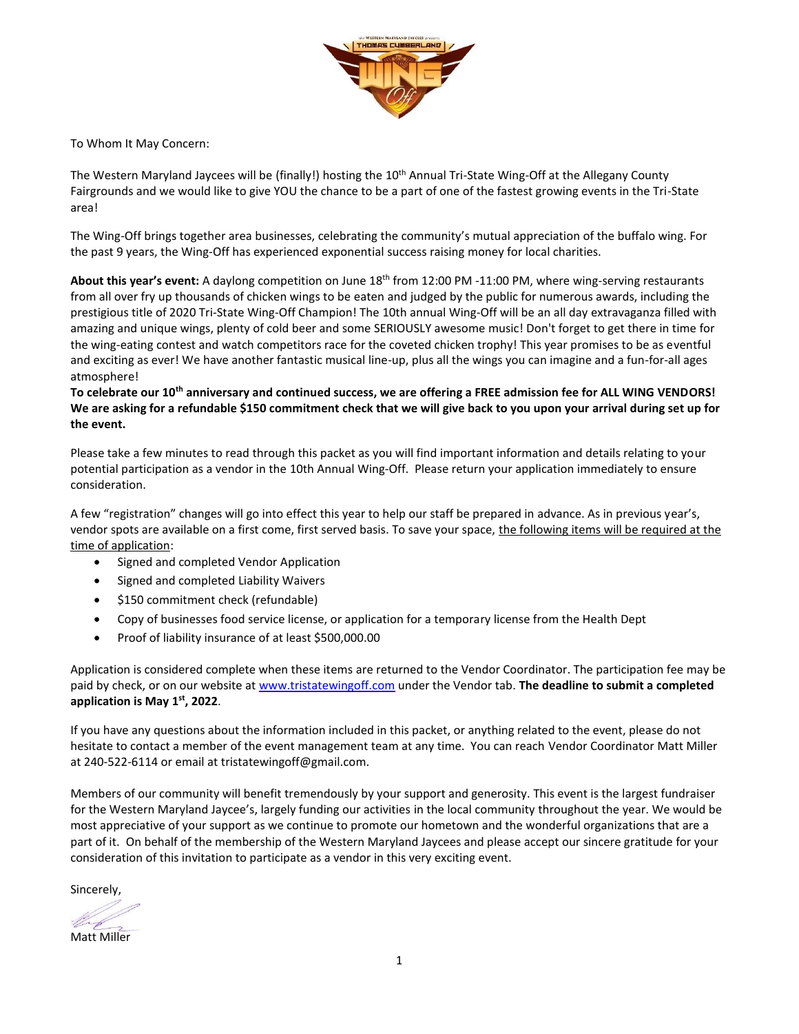To Whom It May Concern:

The Western Maryland Jaycees will be (finally!) hosting the 10th Annual Tri-State Wing-Off at the Allegany County Fairgrounds and we would like to give YOU the chance to be a part of one of the fastest growing events in the Tri-State area!

The Wing-Off brings together area businesses, celebrating the community's mutual appreciation of the buffalo wing. For the past 9 years, the Wing-Off has experienced exponential success raising money for local charities.

**About this year's event:** A daylong competition on June 18th from 12:00 PM -11:00 PM, where wing-serving restaurants from all over fry up thousands of chicken wings to be eaten and judged by the public for numerous awards, including the prestigious title of 2020 Tri-State Wing-Off Champion! The 10th annual Wing-Off will be an all day extravaganza filled with amazing and unique wings, plenty of cold beer and some SERIOUSLY awesome music! Don't forget to get there in time for the wing-eating contest and watch competitors race for the coveted chicken trophy! This year promises to be as eventful and exciting as ever! We have another fantastic musical line-up, plus all the wings you can imagine and a fun-for-all ages atmosphere!

**To celebrate our 10th anniversary and continued success, we are offering a FREE admission fee for ALL WING VENDORS! We are asking for a refundable $150 commitment check that we will give back to you upon your arrival during set up for the event.**

Please take a few minutes to read through this packet as you will find important information and details relating to your potential participation as a vendor in the 10th Annual Wing-Off. Please return your application immediately to ensure consideration.

A few "registration" changes will go into effect this year to help our staff be prepared in advance. As in previous year's, vendor spots are available on a first come, first served basis. To save your space, the following items will be required at the time of application:

- Signed and completed Vendor Application
- Signed and completed Liability Waivers
- $150 commitment check (refundable)
- Copy of businesses food service license, or application for a temporary license from the Health Dept
- Proof of liability insurance of at least $500,000.00

Application is considered complete when these items are returned to the Vendor Coordinator. The participation fee may be paid by check, or on our website at www.tristatewingoff.com under the Vendor tab. **The deadline to submit a completed application is May 1st, 2022**.

If you have any questions about the information included in this packet, or anything related to the event, please do not hesitate to contact a member of the event management team at any time. You can reach Vendor Coordinator Matt Miller at 240-522-6114 or email at tristatewingoff@gmail.com.

Members of our community will benefit tremendously by your support and generosity. This event is the largest fundraiser for the Western Maryland Jaycee's, largely funding our activities in the local community throughout the year. We would be most appreciative of your support as we continue to promote our hometown and the wonderful organizations that are a part of it. On behalf of the membership of the Western Maryland Jaycees and please accept our sincere gratitude for your consideration of this invitation to participate as a vendor in this very exciting event.

Sincerely,

Matt Miller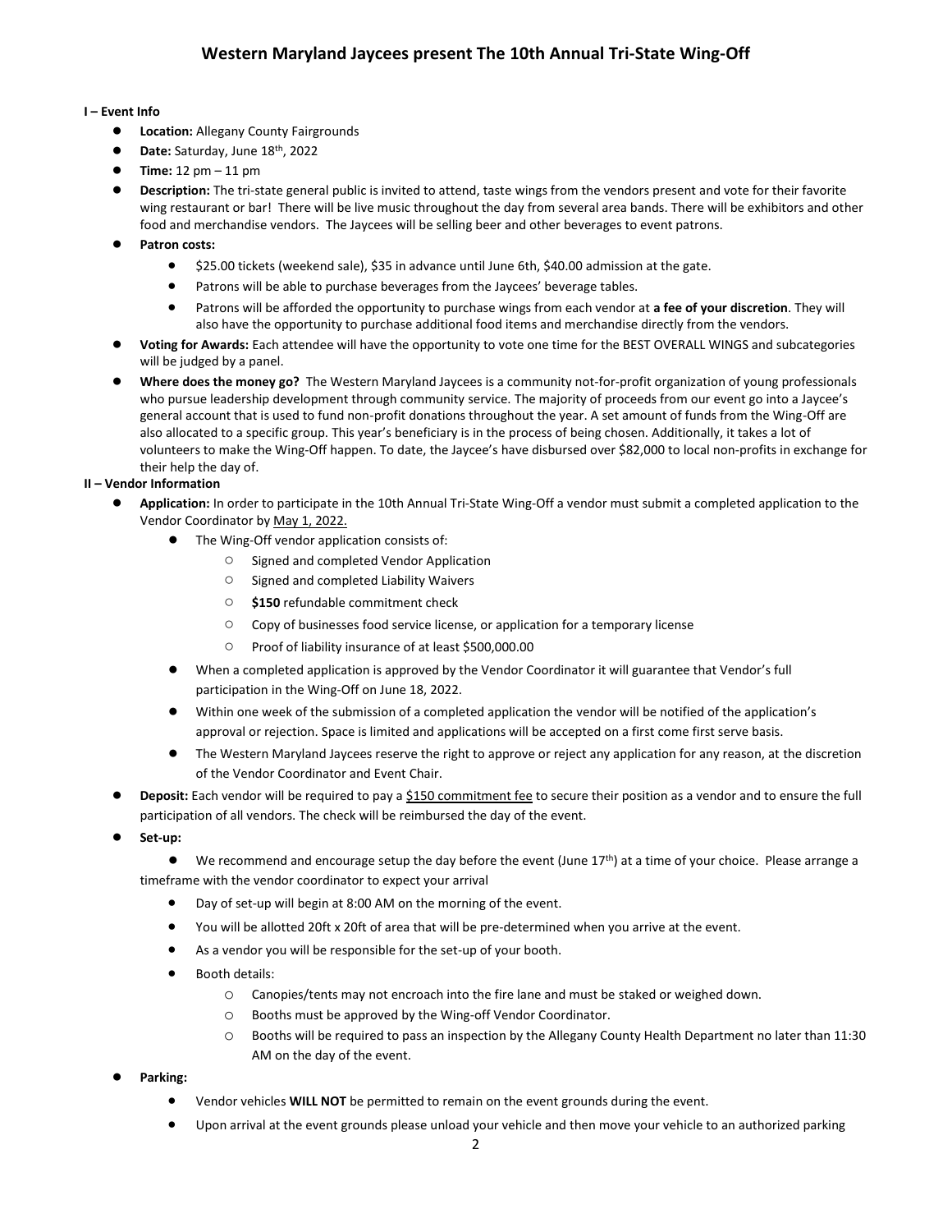# Western Maryland Jaycees present The 10th Annual Tri-State Wing-Off

**I – Event Info**

- **Location:** Allegany County Fairgrounds
- **Date:** Saturday, June 18th, 2022
- **Time:** 12 pm – 11 pm
- **Description:** The tri-state general public is invited to attend, taste wings from the vendors present and vote for their favorite wing restaurant or bar! There will be live music throughout the day from several area bands. There will be exhibitors and other food and merchandise vendors. The Jaycees will be selling beer and other beverages to event patrons.
- **Patron costs:**
  - $25.00 tickets (weekend sale), $35 in advance until June 6th, $40.00 admission at the gate.
  - Patrons will be able to purchase beverages from the Jaycees' beverage tables.
  - Patrons will be afforded the opportunity to purchase wings from each vendor at **a fee of your discretion**. They will also have the opportunity to purchase additional food items and merchandise directly from the vendors.
- **Voting for Awards:** Each attendee will have the opportunity to vote one time for the BEST OVERALL WINGS and subcategories will be judged by a panel.
- **Where does the money go?** The Western Maryland Jaycees is a community not-for-profit organization of young professionals who pursue leadership development through community service. The majority of proceeds from our event go into a Jaycee's general account that is used to fund non-profit donations throughout the year. A set amount of funds from the Wing-Off are also allocated to a specific group. This year's beneficiary is in the process of being chosen. Additionally, it takes a lot of volunteers to make the Wing-Off happen. To date, the Jaycee's have disbursed over $82,000 to local non-profits in exchange for their help the day of.

**II – Vendor Information**

- **Application:** In order to participate in the 10th Annual Tri-State Wing-Off a vendor must submit a completed application to the Vendor Coordinator by May 1, 2022.
  - The Wing-Off vendor application consists of:
    - Signed and completed Vendor Application
    - Signed and completed Liability Waivers
    - **$150** refundable commitment check
    - Copy of businesses food service license, or application for a temporary license
    - Proof of liability insurance of at least $500,000.00
  - When a completed application is approved by the Vendor Coordinator it will guarantee that Vendor's full participation in the Wing-Off on June 18, 2022.
  - Within one week of the submission of a completed application the vendor will be notified of the application's approval or rejection. Space is limited and applications will be accepted on a first come first serve basis.
  - The Western Maryland Jaycees reserve the right to approve or reject any application for any reason, at the discretion of the Vendor Coordinator and Event Chair.
- **Deposit:** Each vendor will be required to pay a $150 commitment fee to secure their position as a vendor and to ensure the full participation of all vendors. The check will be reimbursed the day of the event.
- **Set-up:**
  - We recommend and encourage setup the day before the event (June 17th) at a time of your choice. Please arrange a timeframe with the vendor coordinator to expect your arrival
  - Day of set-up will begin at 8:00 AM on the morning of the event.
  - You will be allotted 20ft x 20ft of area that will be pre-determined when you arrive at the event.
  - As a vendor you will be responsible for the set-up of your booth.
  - Booth details:
    - Canopies/tents may not encroach into the fire lane and must be staked or weighed down.
    - Booths must be approved by the Wing-off Vendor Coordinator.
    - Booths will be required to pass an inspection by the Allegany County Health Department no later than 11:30 AM on the day of the event.
- **Parking:**
  - Vendor vehicles **WILL NOT** be permitted to remain on the event grounds during the event.
  - Upon arrival at the event grounds please unload your vehicle and then move your vehicle to an authorized parking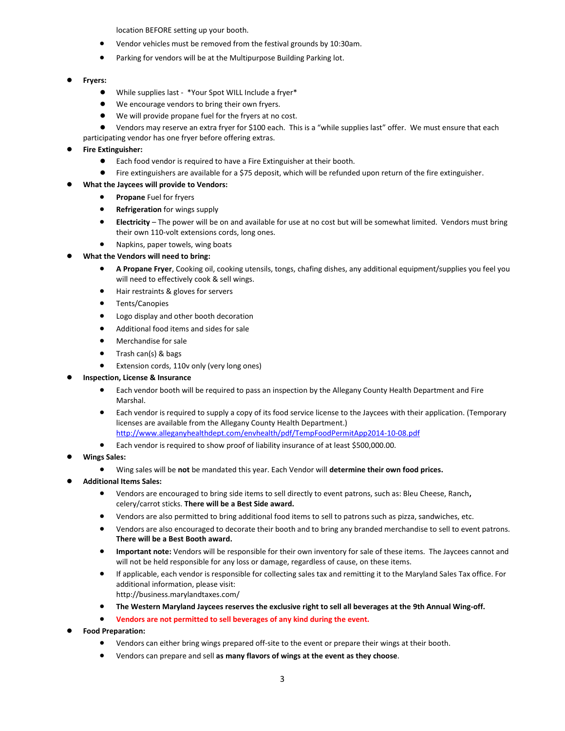location BEFORE setting up your booth.

- Vendor vehicles must be removed from the festival grounds by 10:30am.
- Parking for vendors will be at the Multipurpose Building Parking lot.

- **Fryers:**
  - While supplies last - *Your Spot WILL Include a fryer*
  - We encourage vendors to bring their own fryers.
  - We will provide propane fuel for the fryers at no cost.
  - Vendors may reserve an extra fryer for $100 each. This is a "while supplies last" offer. We must ensure that each participating vendor has one fryer before offering extras.
- **Fire Extinguisher:**
  - Each food vendor is required to have a Fire Extinguisher at their booth.
  - Fire extinguishers are available for a $75 deposit, which will be refunded upon return of the fire extinguisher.
- **What the Jaycees will provide to Vendors:**
  - **Propane** Fuel for fryers
  - **Refrigeration** for wings supply
  - **Electricity** – The power will be on and available for use at no cost but will be somewhat limited. Vendors must bring their own 110-volt extensions cords, long ones.
  - Napkins, paper towels, wing boats
- **What the Vendors will need to bring:**
  - **A Propane Fryer**, Cooking oil, cooking utensils, tongs, chafing dishes, any additional equipment/supplies you feel you will need to effectively cook & sell wings.
  - Hair restraints & gloves for servers
  - Tents/Canopies
  - Logo display and other booth decoration
  - Additional food items and sides for sale
  - Merchandise for sale
  - Trash can(s) & bags
  - Extension cords, 110v only (very long ones)
- **Inspection, License & Insurance**
  - Each vendor booth will be required to pass an inspection by the Allegany County Health Department and Fire Marshal.
  - Each vendor is required to supply a copy of its food service license to the Jaycees with their application. (Temporary licenses are available from the Allegany County Health Department.) http://www.alleganyhealthdept.com/envhealth/pdf/TempFoodPermitApp2014-10-08.pdf
  - Each vendor is required to show proof of liability insurance of at least $500,000.00.
- **Wings Sales:**
  - Wing sales will be **not** be mandated this year. Each Vendor will **determine their own food prices.**
- **Additional Items Sales:**
  - Vendors are encouraged to bring side items to sell directly to event patrons, such as: Bleu Cheese, Ranch**,** celery/carrot sticks. **There will be a Best Side award.**
  - Vendors are also permitted to bring additional food items to sell to patrons such as pizza, sandwiches, etc.
  - Vendors are also encouraged to decorate their booth and to bring any branded merchandise to sell to event patrons. **There will be a Best Booth award.**
  - **Important note:** Vendors will be responsible for their own inventory for sale of these items. The Jaycees cannot and will not be held responsible for any loss or damage, regardless of cause, on these items.
  - If applicable, each vendor is responsible for collecting sales tax and remitting it to the Maryland Sales Tax office. For additional information, please visit: http://business.marylandtaxes.com/
  - **The Western Maryland Jaycees reserves the exclusive right to sell all beverages at the 9th Annual Wing-off.**
  - **Vendors are not permitted to sell beverages of any kind during the event.**
- **Food Preparation:**
  - Vendors can either bring wings prepared off-site to the event or prepare their wings at their booth.
  - Vendors can prepare and sell **as many flavors of wings at the event as they choose**.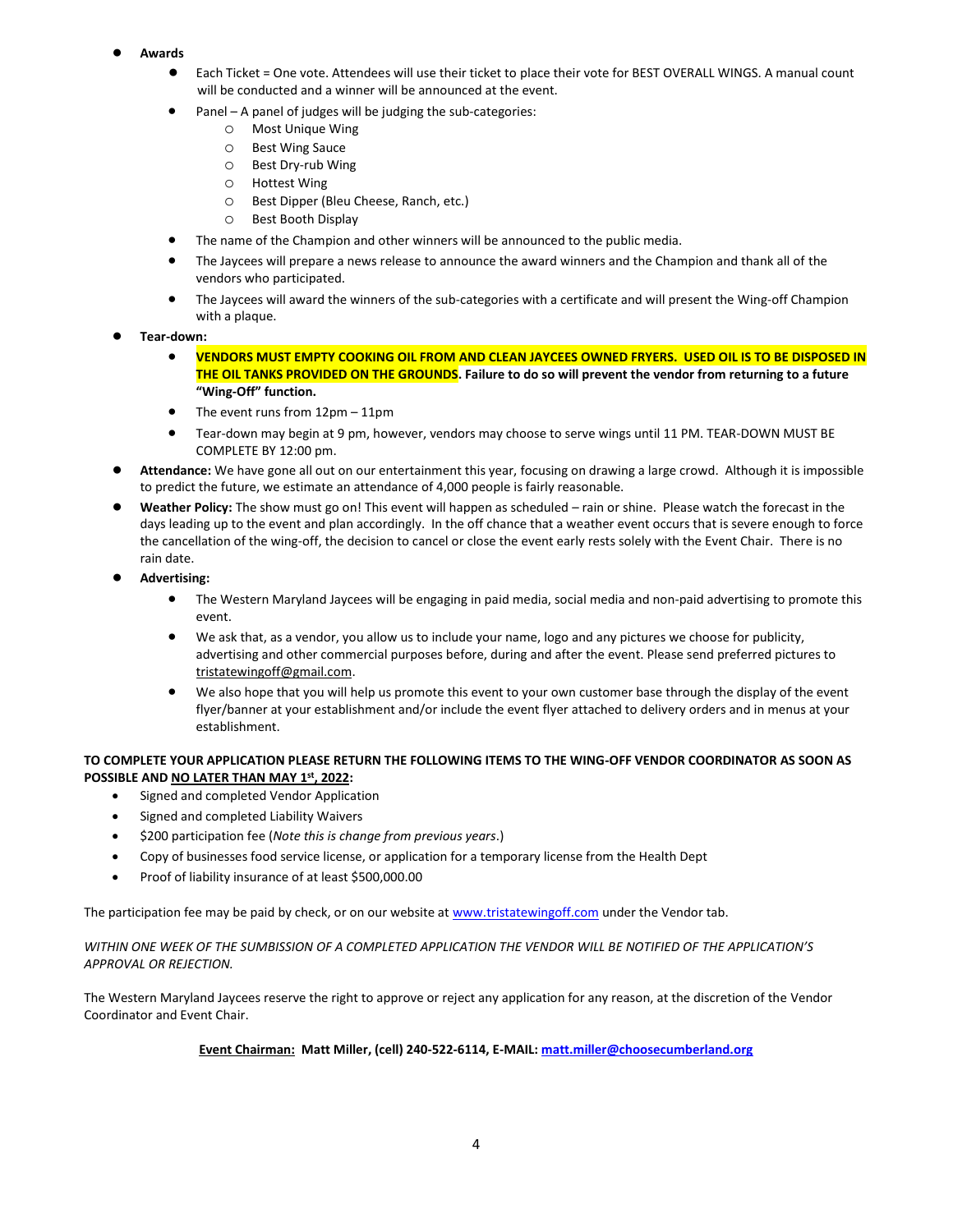- **Awards**
  - Each Ticket = One vote. Attendees will use their ticket to place their vote for BEST OVERALL WINGS. A manual count will be conducted and a winner will be announced at the event.
  - Panel – A panel of judges will be judging the sub-categories:
    - Most Unique Wing
    - Best Wing Sauce
    - Best Dry-rub Wing
    - Hottest Wing
    - Best Dipper (Bleu Cheese, Ranch, etc.)
    - Best Booth Display
  - The name of the Champion and other winners will be announced to the public media.
  - The Jaycees will prepare a news release to announce the award winners and the Champion and thank all of the vendors who participated.
  - The Jaycees will award the winners of the sub-categories with a certificate and will present the Wing-off Champion with a plaque.
- **Tear-down:**
  - **VENDORS MUST EMPTY COOKING OIL FROM AND CLEAN JAYCEES OWNED FRYERS. USED OIL IS TO BE DISPOSED IN THE OIL TANKS PROVIDED ON THE GROUNDS. Failure to do so will prevent the vendor from returning to a future "Wing-Off" function.**
  - The event runs from 12pm – 11pm
  - Tear-down may begin at 9 pm, however, vendors may choose to serve wings until 11 PM. TEAR-DOWN MUST BE COMPLETE BY 12:00 pm.
- **Attendance:** We have gone all out on our entertainment this year, focusing on drawing a large crowd. Although it is impossible to predict the future, we estimate an attendance of 4,000 people is fairly reasonable.
- **Weather Policy:** The show must go on! This event will happen as scheduled – rain or shine. Please watch the forecast in the days leading up to the event and plan accordingly. In the off chance that a weather event occurs that is severe enough to force the cancellation of the wing-off, the decision to cancel or close the event early rests solely with the Event Chair. There is no rain date.
- **Advertising:**
  - The Western Maryland Jaycees will be engaging in paid media, social media and non-paid advertising to promote this event.
  - We ask that, as a vendor, you allow us to include your name, logo and any pictures we choose for publicity, advertising and other commercial purposes before, during and after the event. Please send preferred pictures to tristatewingoff@gmail.com.
  - We also hope that you will help us promote this event to your own customer base through the display of the event flyer/banner at your establishment and/or include the event flyer attached to delivery orders and in menus at your establishment.

**TO COMPLETE YOUR APPLICATION PLEASE RETURN THE FOLLOWING ITEMS TO THE WING-OFF VENDOR COORDINATOR AS SOON AS POSSIBLE AND NO LATER THAN MAY 1st, 2022:**

- Signed and completed Vendor Application
- Signed and completed Liability Waivers
- $200 participation fee (*Note this is change from previous years*.)
- Copy of businesses food service license, or application for a temporary license from the Health Dept
- Proof of liability insurance of at least $500,000.00

The participation fee may be paid by check, or on our website at www.tristatewingoff.com under the Vendor tab.

*WITHIN ONE WEEK OF THE SUMBISSION OF A COMPLETED APPLICATION THE VENDOR WILL BE NOTIFIED OF THE APPLICATION'S APPROVAL OR REJECTION.*

The Western Maryland Jaycees reserve the right to approve or reject any application for any reason, at the discretion of the Vendor Coordinator and Event Chair.

**Event Chairman: Matt Miller, (cell) 240-522-6114, E-MAIL: matt.miller@choosecumberland.org**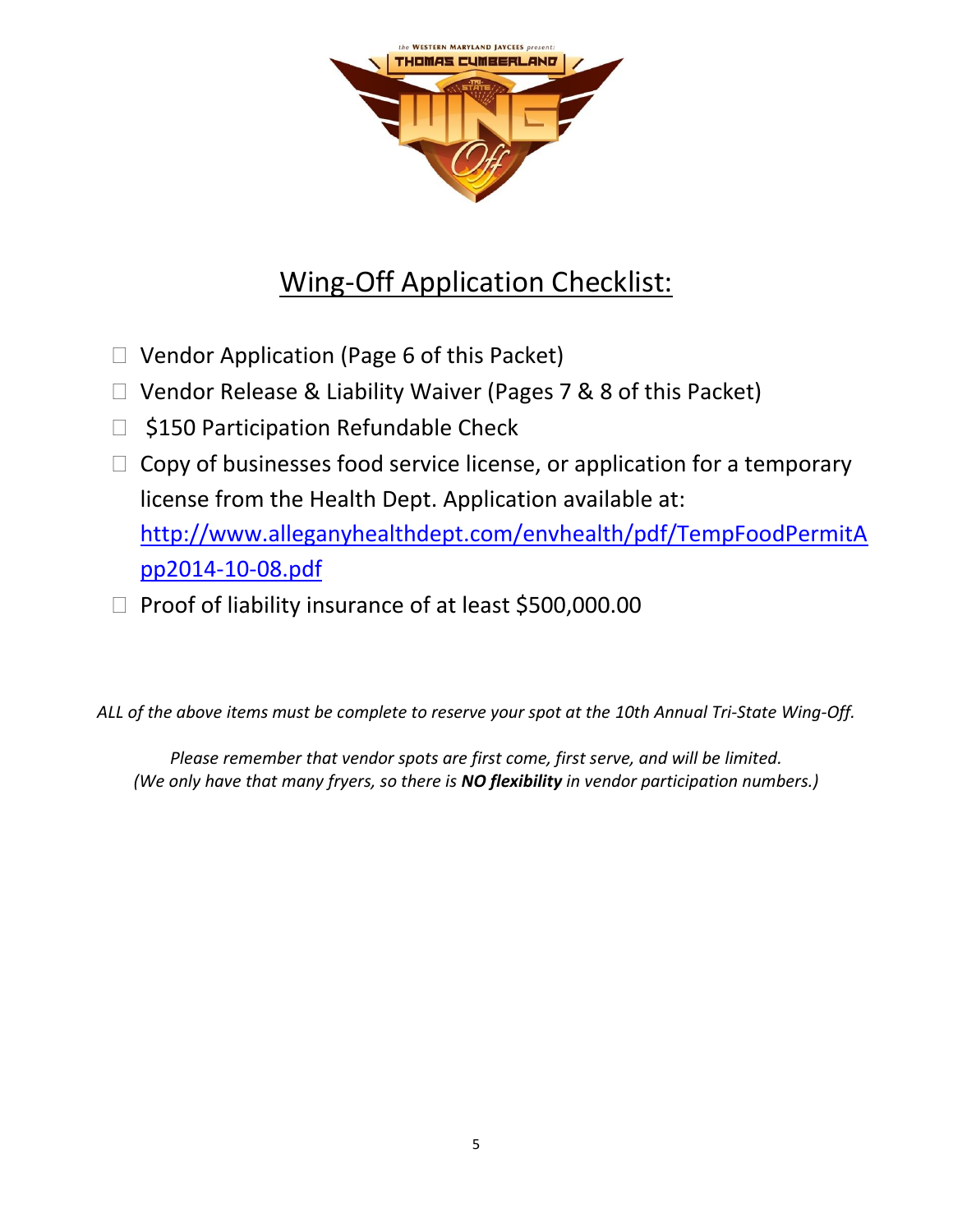## Wing-Off Application Checklist:

- ☐ Vendor Application (Page 6 of this Packet)
- ☐ Vendor Release & Liability Waiver (Pages 7 & 8 of this Packet)
- ☐ $150 Participation Refundable Check
- ☐ Copy of businesses food service license, or application for a temporary license from the Health Dept. Application available at: http://www.alleganyhealthdept.com/envhealth/pdf/TempFoodPermitApp2014-10-08.pdf
- ☐ Proof of liability insurance of at least $500,000.00

*ALL of the above items must be complete to reserve your spot at the 10th Annual Tri-State Wing-Off.*

*Please remember that vendor spots are first come, first serve, and will be limited.*
*(We only have that many fryers, so there is **NO flexibility** in vendor participation numbers.)*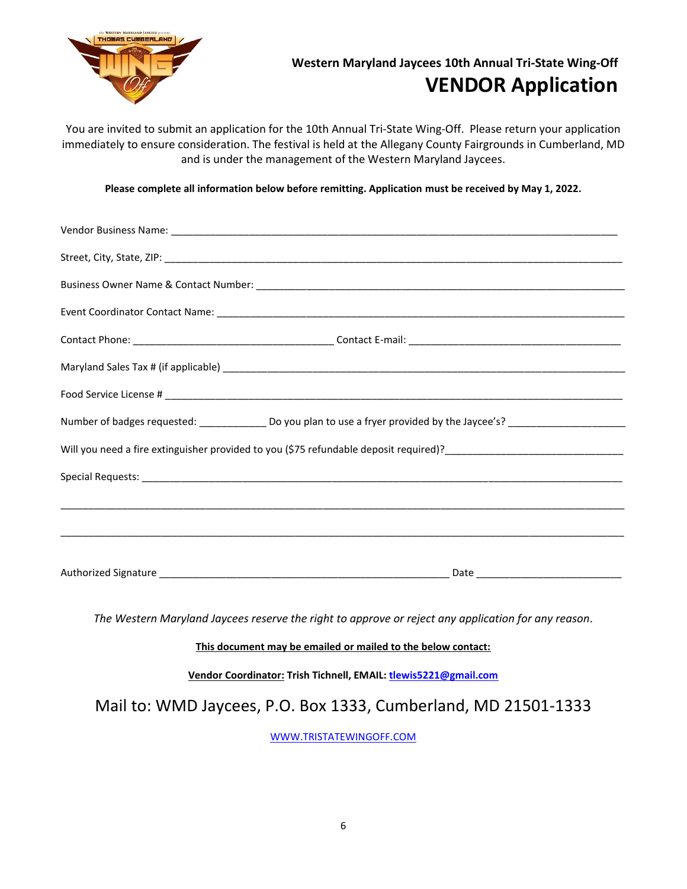### Western Maryland Jaycees 10th Annual Tri-State Wing-Off

# VENDOR Application

You are invited to submit an application for the 10th Annual Tri-State Wing-Off. Please return your application immediately to ensure consideration. The festival is held at the Allegany County Fairgrounds in Cumberland, MD and is under the management of the Western Maryland Jaycees.

**Please complete all information below before remitting. Application must be received by May 1, 2022.**

Vendor Business Name: ______________________________________________________________________________

Street, City, State, ZIP: ______________________________________________________________________________

Business Owner Name & Contact Number: _________________________________________________________________

Event Coordinator Contact Name: ______________________________________________________________________

Contact Phone: ___________________________________ Contact E-mail: ____________________________________

Maryland Sales Tax # (if applicable) ____________________________________________________________________

Food Service License # ________________________________________________________________________________

Number of badges requested: ___________ Do you plan to use a fryer provided by the Jaycee's? ____________________

Will you need a fire extinguisher provided to you ($75 refundable deposit required)?______________________________

Special Requests: ____________________________________________________________________________________

______________________________________________________________________________________________________

______________________________________________________________________________________________________

Authorized Signature _______________________________________________ Date _________________________

*The Western Maryland Jaycees reserve the right to approve or reject any application for any reason.*

**This document may be emailed or mailed to the below contact:**

**Vendor Coordinator: Trish Tichnell, EMAIL: tlewis5221@gmail.com**

Mail to: WMD Jaycees, P.O. Box 1333, Cumberland, MD 21501-1333

WWW.TRISTATEWINGOFF.COM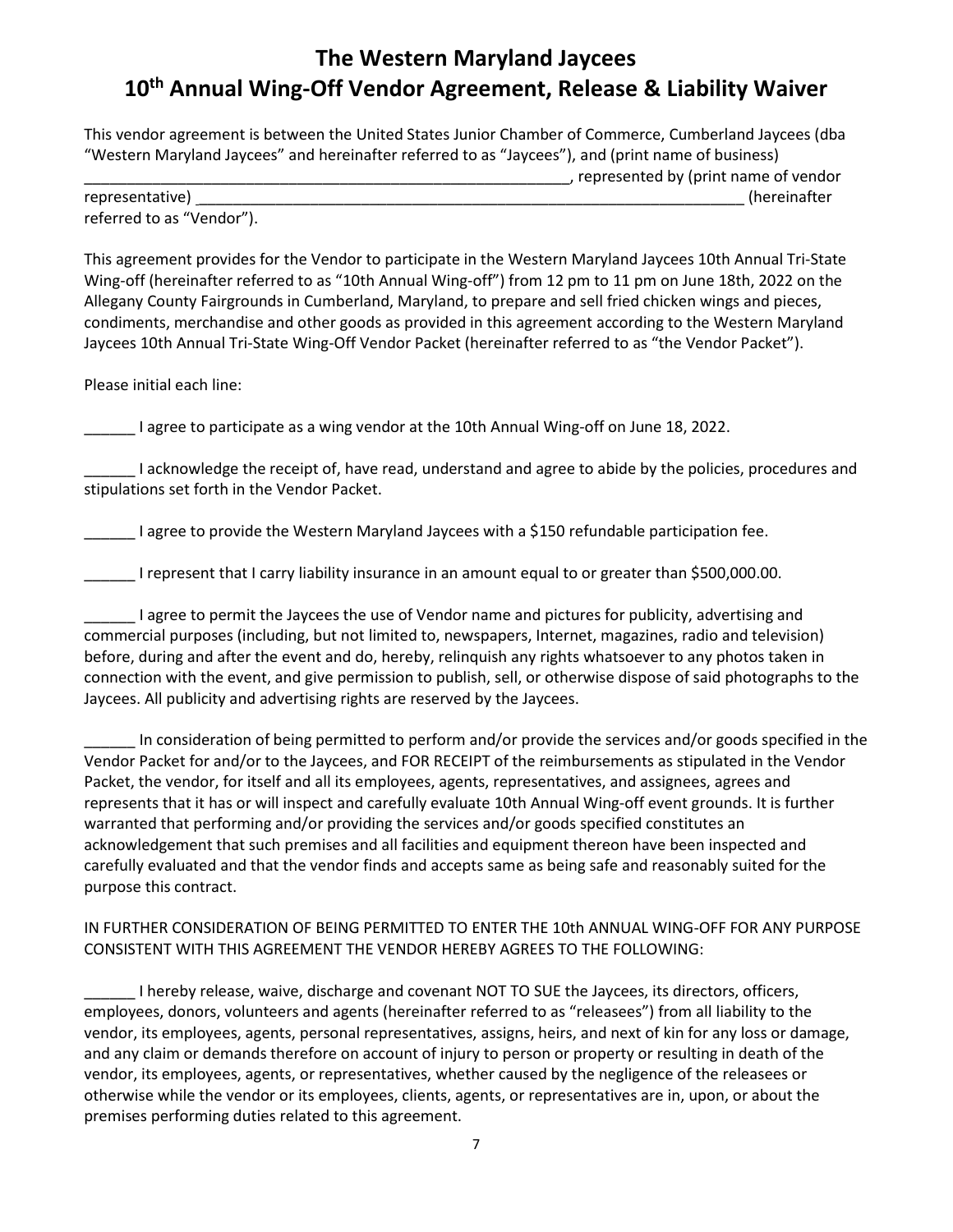# The Western Maryland Jaycees
# 10th Annual Wing-Off Vendor Agreement, Release & Liability Waiver

This vendor agreement is between the United States Junior Chamber of Commerce, Cumberland Jaycees (dba "Western Maryland Jaycees" and hereinafter referred to as "Jaycees"), and (print name of business) ____________________________________________________________, represented by (print name of vendor representative) __________________________________________________________________ (hereinafter referred to as "Vendor").

This agreement provides for the Vendor to participate in the Western Maryland Jaycees 10th Annual Tri-State Wing-off (hereinafter referred to as "10th Annual Wing-off") from 12 pm to 11 pm on June 18th, 2022 on the Allegany County Fairgrounds in Cumberland, Maryland, to prepare and sell fried chicken wings and pieces, condiments, merchandise and other goods as provided in this agreement according to the Western Maryland Jaycees 10th Annual Tri-State Wing-Off Vendor Packet (hereinafter referred to as "the Vendor Packet").

Please initial each line:

______ I agree to participate as a wing vendor at the 10th Annual Wing-off on June 18, 2022.

______ I acknowledge the receipt of, have read, understand and agree to abide by the policies, procedures and stipulations set forth in the Vendor Packet.

______ I agree to provide the Western Maryland Jaycees with a $150 refundable participation fee.

______ I represent that I carry liability insurance in an amount equal to or greater than $500,000.00.

______ I agree to permit the Jaycees the use of Vendor name and pictures for publicity, advertising and commercial purposes (including, but not limited to, newspapers, Internet, magazines, radio and television) before, during and after the event and do, hereby, relinquish any rights whatsoever to any photos taken in connection with the event, and give permission to publish, sell, or otherwise dispose of said photographs to the Jaycees. All publicity and advertising rights are reserved by the Jaycees.

______ In consideration of being permitted to perform and/or provide the services and/or goods specified in the Vendor Packet for and/or to the Jaycees, and FOR RECEIPT of the reimbursements as stipulated in the Vendor Packet, the vendor, for itself and all its employees, agents, representatives, and assignees, agrees and represents that it has or will inspect and carefully evaluate 10th Annual Wing-off event grounds. It is further warranted that performing and/or providing the services and/or goods specified constitutes an acknowledgement that such premises and all facilities and equipment thereon have been inspected and carefully evaluated and that the vendor finds and accepts same as being safe and reasonably suited for the purpose this contract.

IN FURTHER CONSIDERATION OF BEING PERMITTED TO ENTER THE 10th ANNUAL WING-OFF FOR ANY PURPOSE CONSISTENT WITH THIS AGREEMENT THE VENDOR HEREBY AGREES TO THE FOLLOWING:

______ I hereby release, waive, discharge and covenant NOT TO SUE the Jaycees, its directors, officers, employees, donors, volunteers and agents (hereinafter referred to as "releasees") from all liability to the vendor, its employees, agents, personal representatives, assigns, heirs, and next of kin for any loss or damage, and any claim or demands therefore on account of injury to person or property or resulting in death of the vendor, its employees, agents, or representatives, whether caused by the negligence of the releasees or otherwise while the vendor or its employees, clients, agents, or representatives are in, upon, or about the premises performing duties related to this agreement.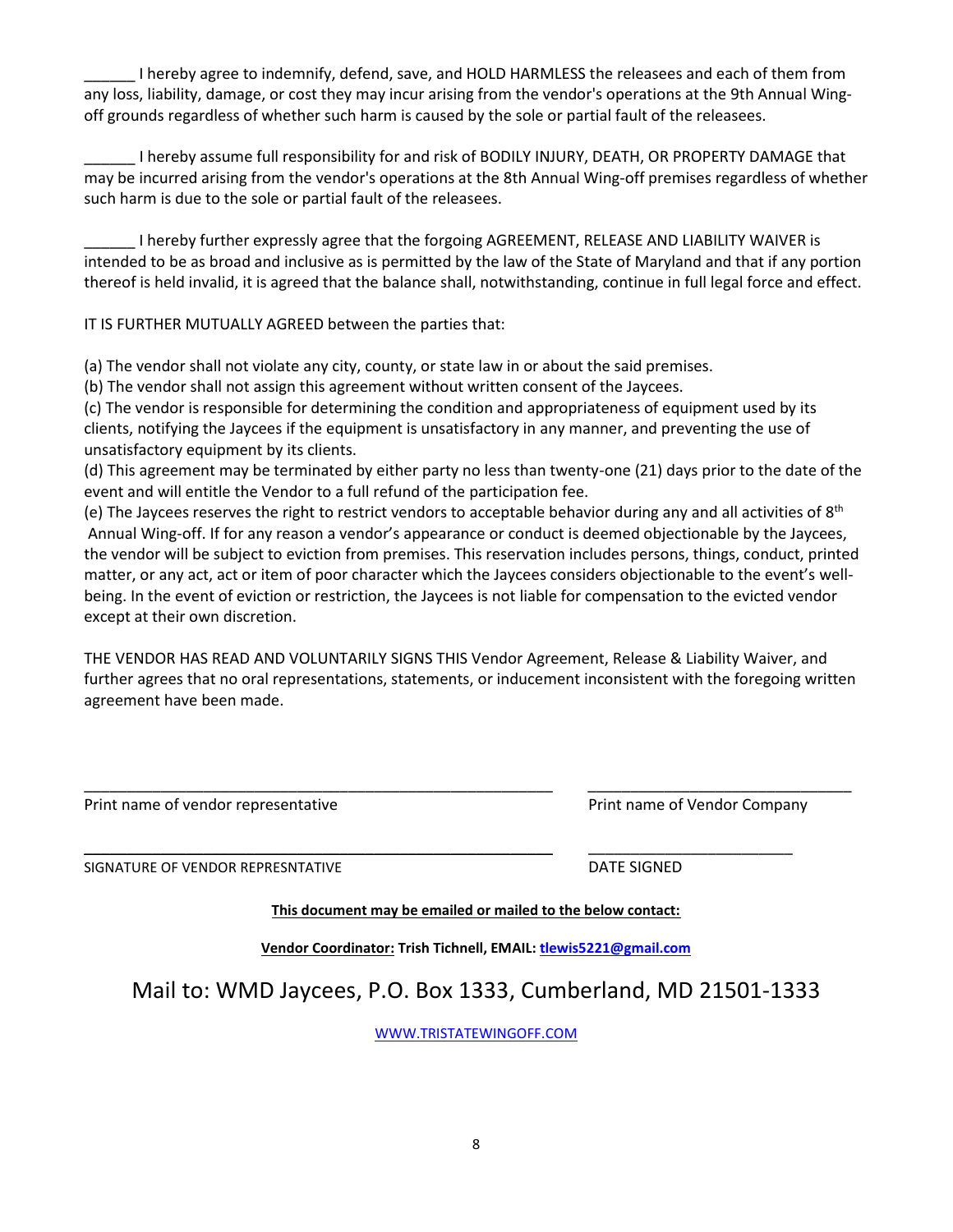______ I hereby agree to indemnify, defend, save, and HOLD HARMLESS the releasees and each of them from any loss, liability, damage, or cost they may incur arising from the vendor's operations at the 9th Annual Wing-off grounds regardless of whether such harm is caused by the sole or partial fault of the releasees.

______ I hereby assume full responsibility for and risk of BODILY INJURY, DEATH, OR PROPERTY DAMAGE that may be incurred arising from the vendor's operations at the 8th Annual Wing-off premises regardless of whether such harm is due to the sole or partial fault of the releasees.

______ I hereby further expressly agree that the forgoing AGREEMENT, RELEASE AND LIABILITY WAIVER is intended to be as broad and inclusive as is permitted by the law of the State of Maryland and that if any portion thereof is held invalid, it is agreed that the balance shall, notwithstanding, continue in full legal force and effect.

IT IS FURTHER MUTUALLY AGREED between the parties that:

(a) The vendor shall not violate any city, county, or state law in or about the said premises.
(b) The vendor shall not assign this agreement without written consent of the Jaycees.
(c) The vendor is responsible for determining the condition and appropriateness of equipment used by its clients, notifying the Jaycees if the equipment is unsatisfactory in any manner, and preventing the use of unsatisfactory equipment by its clients.
(d) This agreement may be terminated by either party no less than twenty-one (21) days prior to the date of the event and will entitle the Vendor to a full refund of the participation fee.
(e) The Jaycees reserves the right to restrict vendors to acceptable behavior during any and all activities of 8th Annual Wing-off. If for any reason a vendor's appearance or conduct is deemed objectionable by the Jaycees, the vendor will be subject to eviction from premises. This reservation includes persons, things, conduct, printed matter, or any act, act or item of poor character which the Jaycees considers objectionable to the event's well-being. In the event of eviction or restriction, the Jaycees is not liable for compensation to the evicted vendor except at their own discretion.

THE VENDOR HAS READ AND VOLUNTARILY SIGNS THIS Vendor Agreement, Release & Liability Waiver, and further agrees that no oral representations, statements, or inducement inconsistent with the foregoing written agreement have been made.

________________________________________ ________________________________

Print name of vendor representative          Print name of Vendor Company

________________________________________ ________________________________

SIGNATURE OF VENDOR REPRESNTATIVE          DATE SIGNED

**This document may be emailed or mailed to the below contact:**

**Vendor Coordinator: Trish Tichnell, EMAIL: tlewis5221@gmail.com**

Mail to: WMD Jaycees, P.O. Box 1333, Cumberland, MD 21501-1333

WWW.TRISTATEWINGOFF.COM